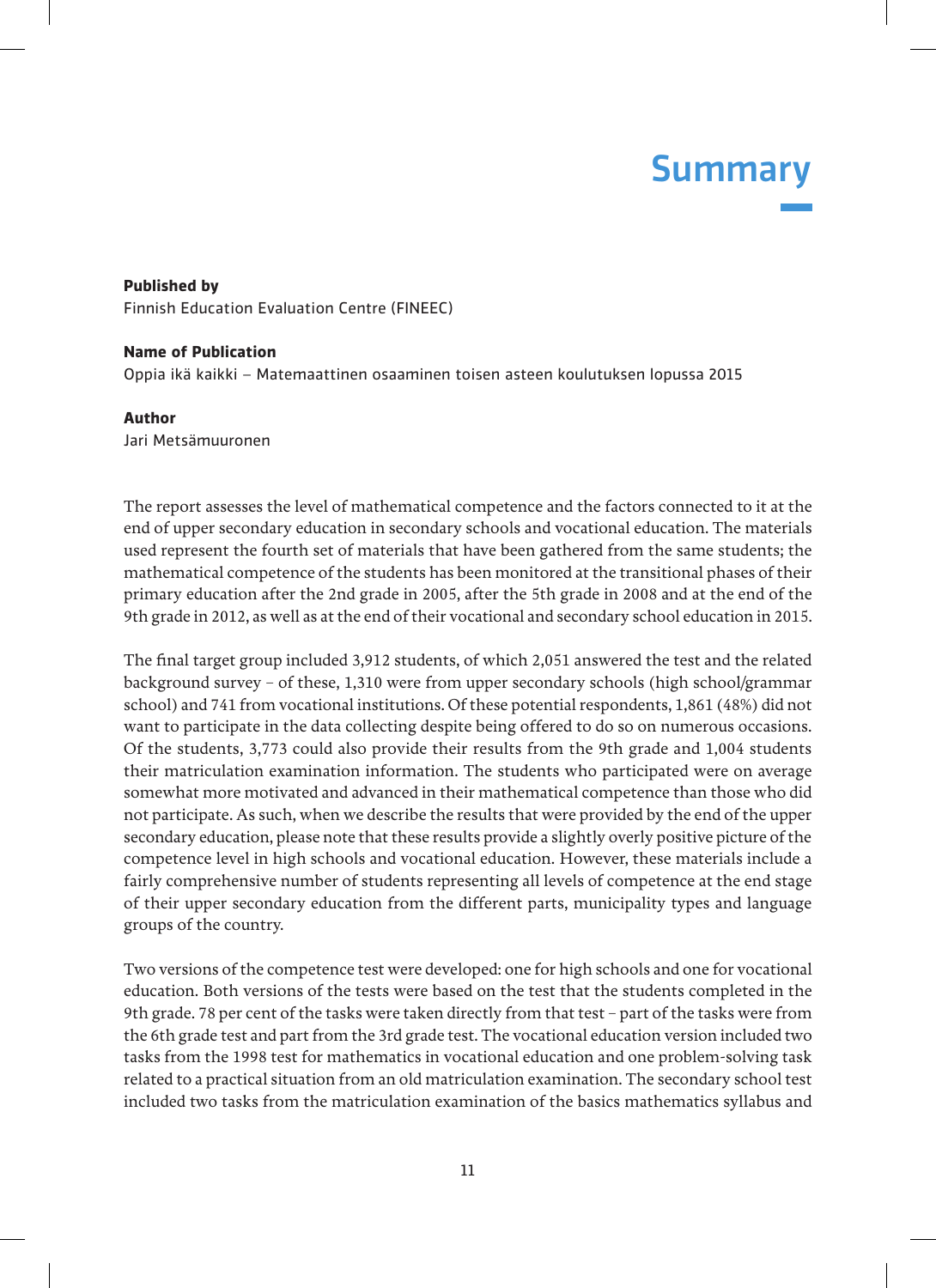# Summary

**Published by**
Finnish Education Evaluation Centre (FINEEC)

**Name of Publication**
Oppia ikä kaikki – Matemaattinen osaaminen toisen asteen koulutuksen lopussa 2015

**Author**
Jari Metsämuuronen

The report assesses the level of mathematical competence and the factors connected to it at the end of upper secondary education in secondary schools and vocational education. The materials used represent the fourth set of materials that have been gathered from the same students; the mathematical competence of the students has been monitored at the transitional phases of their primary education after the 2nd grade in 2005, after the 5th grade in 2008 and at the end of the 9th grade in 2012, as well as at the end of their vocational and secondary school education in 2015.

The final target group included 3,912 students, of which 2,051 answered the test and the related background survey – of these, 1,310 were from upper secondary schools (high school/grammar school) and 741 from vocational institutions. Of these potential respondents, 1,861 (48%) did not want to participate in the data collecting despite being offered to do so on numerous occasions. Of the students, 3,773 could also provide their results from the 9th grade and 1,004 students their matriculation examination information. The students who participated were on average somewhat more motivated and advanced in their mathematical competence than those who did not participate. As such, when we describe the results that were provided by the end of the upper secondary education, please note that these results provide a slightly overly positive picture of the competence level in high schools and vocational education. However, these materials include a fairly comprehensive number of students representing all levels of competence at the end stage of their upper secondary education from the different parts, municipality types and language groups of the country.

Two versions of the competence test were developed: one for high schools and one for vocational education. Both versions of the tests were based on the test that the students completed in the 9th grade. 78 per cent of the tasks were taken directly from that test – part of the tasks were from the 6th grade test and part from the 3rd grade test. The vocational education version included two tasks from the 1998 test for mathematics in vocational education and one problem-solving task related to a practical situation from an old matriculation examination. The secondary school test included two tasks from the matriculation examination of the basics mathematics syllabus and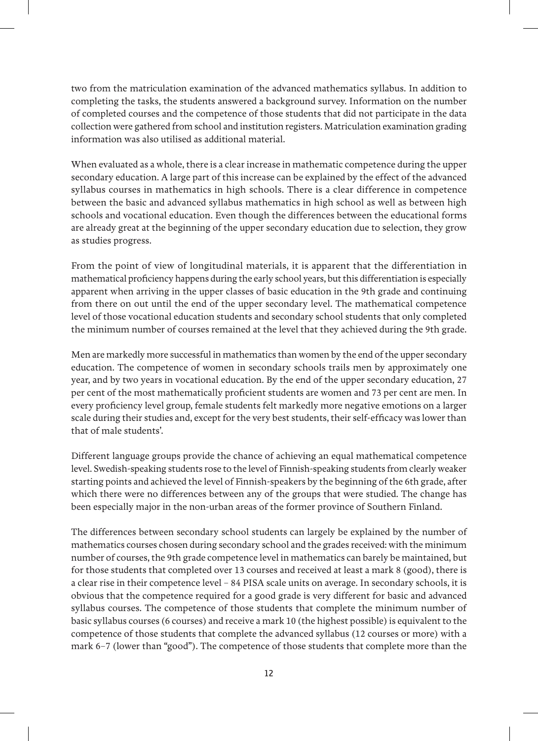two from the matriculation examination of the advanced mathematics syllabus. In addition to completing the tasks, the students answered a background survey. Information on the number of completed courses and the competence of those students that did not participate in the data collection were gathered from school and institution registers. Matriculation examination grading information was also utilised as additional material.

When evaluated as a whole, there is a clear increase in mathematic competence during the upper secondary education. A large part of this increase can be explained by the effect of the advanced syllabus courses in mathematics in high schools. There is a clear difference in competence between the basic and advanced syllabus mathematics in high school as well as between high schools and vocational education. Even though the differences between the educational forms are already great at the beginning of the upper secondary education due to selection, they grow as studies progress.

From the point of view of longitudinal materials, it is apparent that the differentiation in mathematical proficiency happens during the early school years, but this differentiation is especially apparent when arriving in the upper classes of basic education in the 9th grade and continuing from there on out until the end of the upper secondary level. The mathematical competence level of those vocational education students and secondary school students that only completed the minimum number of courses remained at the level that they achieved during the 9th grade.

Men are markedly more successful in mathematics than women by the end of the upper secondary education. The competence of women in secondary schools trails men by approximately one year, and by two years in vocational education. By the end of the upper secondary education, 27 per cent of the most mathematically proficient students are women and 73 per cent are men. In every proficiency level group, female students felt markedly more negative emotions on a larger scale during their studies and, except for the very best students, their self-efficacy was lower than that of male students'.

Different language groups provide the chance of achieving an equal mathematical competence level. Swedish-speaking students rose to the level of Finnish-speaking students from clearly weaker starting points and achieved the level of Finnish-speakers by the beginning of the 6th grade, after which there were no differences between any of the groups that were studied. The change has been especially major in the non-urban areas of the former province of Southern Finland.

The differences between secondary school students can largely be explained by the number of mathematics courses chosen during secondary school and the grades received: with the minimum number of courses, the 9th grade competence level in mathematics can barely be maintained, but for those students that completed over 13 courses and received at least a mark 8 (good), there is a clear rise in their competence level – 84 PISA scale units on average. In secondary schools, it is obvious that the competence required for a good grade is very different for basic and advanced syllabus courses. The competence of those students that complete the minimum number of basic syllabus courses (6 courses) and receive a mark 10 (the highest possible) is equivalent to the competence of those students that complete the advanced syllabus (12 courses or more) with a mark 6–7 (lower than "good"). The competence of those students that complete more than the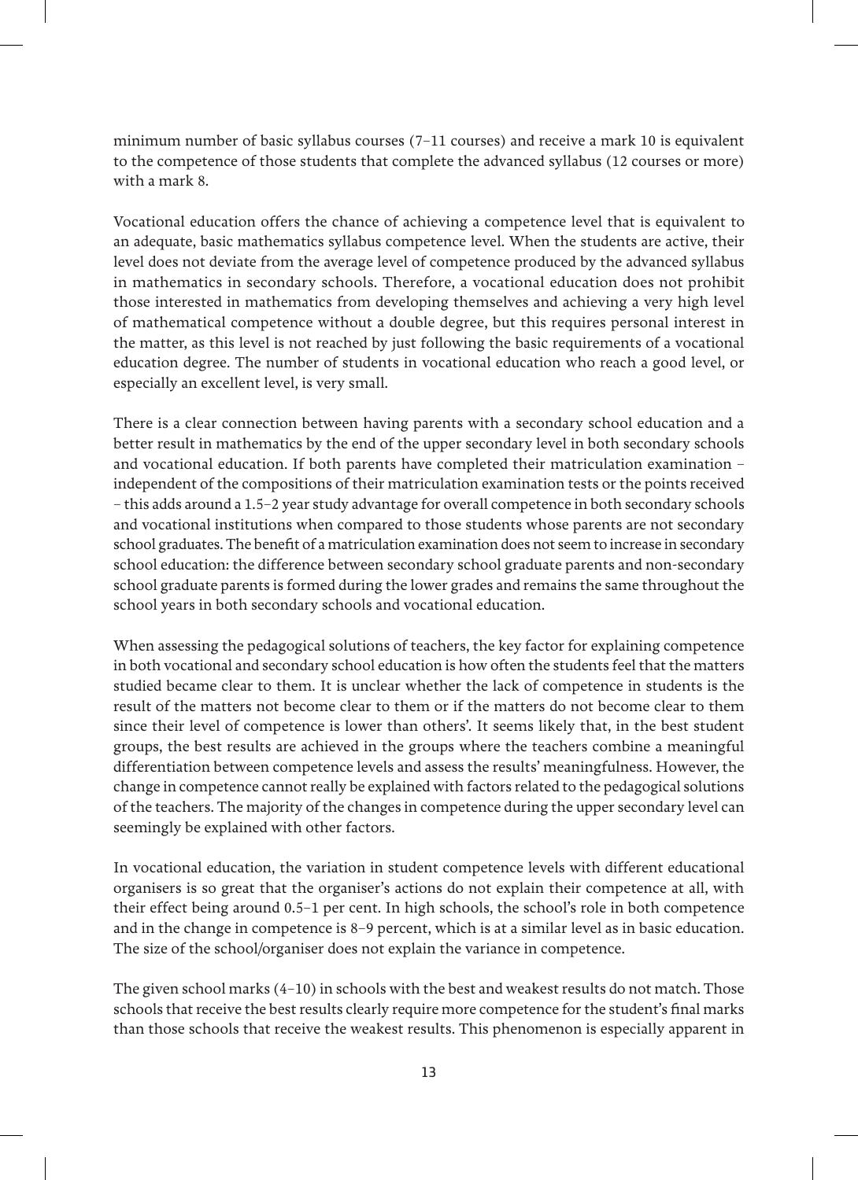minimum number of basic syllabus courses (7–11 courses) and receive a mark 10 is equivalent to the competence of those students that complete the advanced syllabus (12 courses or more) with a mark 8.

Vocational education offers the chance of achieving a competence level that is equivalent to an adequate, basic mathematics syllabus competence level. When the students are active, their level does not deviate from the average level of competence produced by the advanced syllabus in mathematics in secondary schools. Therefore, a vocational education does not prohibit those interested in mathematics from developing themselves and achieving a very high level of mathematical competence without a double degree, but this requires personal interest in the matter, as this level is not reached by just following the basic requirements of a vocational education degree. The number of students in vocational education who reach a good level, or especially an excellent level, is very small.

There is a clear connection between having parents with a secondary school education and a better result in mathematics by the end of the upper secondary level in both secondary schools and vocational education. If both parents have completed their matriculation examination – independent of the compositions of their matriculation examination tests or the points received – this adds around a 1.5–2 year study advantage for overall competence in both secondary schools and vocational institutions when compared to those students whose parents are not secondary school graduates. The benefit of a matriculation examination does not seem to increase in secondary school education: the difference between secondary school graduate parents and non-secondary school graduate parents is formed during the lower grades and remains the same throughout the school years in both secondary schools and vocational education.

When assessing the pedagogical solutions of teachers, the key factor for explaining competence in both vocational and secondary school education is how often the students feel that the matters studied became clear to them. It is unclear whether the lack of competence in students is the result of the matters not become clear to them or if the matters do not become clear to them since their level of competence is lower than others'. It seems likely that, in the best student groups, the best results are achieved in the groups where the teachers combine a meaningful differentiation between competence levels and assess the results' meaningfulness. However, the change in competence cannot really be explained with factors related to the pedagogical solutions of the teachers. The majority of the changes in competence during the upper secondary level can seemingly be explained with other factors.

In vocational education, the variation in student competence levels with different educational organisers is so great that the organiser's actions do not explain their competence at all, with their effect being around 0.5–1 per cent. In high schools, the school's role in both competence and in the change in competence is 8–9 percent, which is at a similar level as in basic education. The size of the school/organiser does not explain the variance in competence.

The given school marks (4–10) in schools with the best and weakest results do not match. Those schools that receive the best results clearly require more competence for the student's final marks than those schools that receive the weakest results. This phenomenon is especially apparent in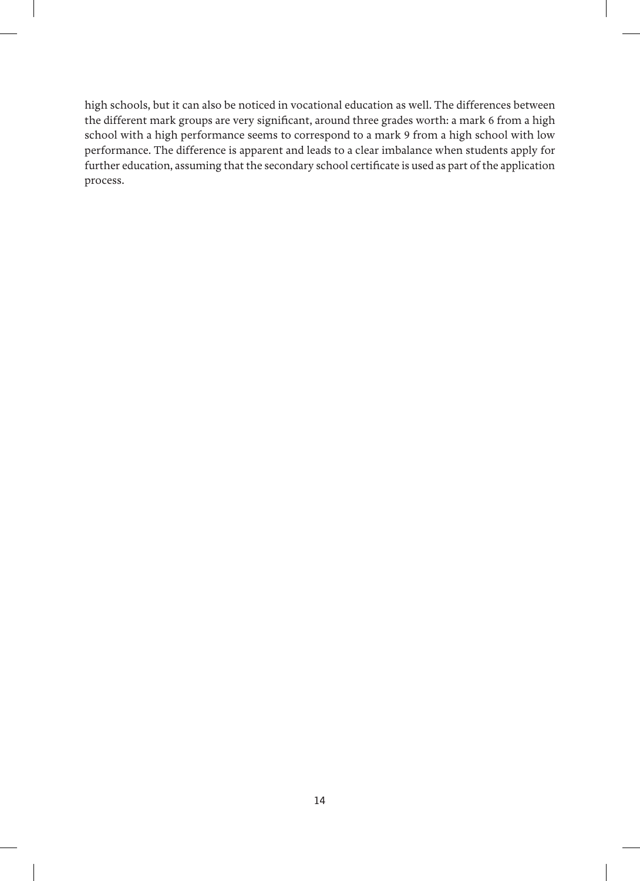high schools, but it can also be noticed in vocational education as well. The differences between the different mark groups are very significant, around three grades worth: a mark 6 from a high school with a high performance seems to correspond to a mark 9 from a high school with low performance. The difference is apparent and leads to a clear imbalance when students apply for further education, assuming that the secondary school certificate is used as part of the application process.